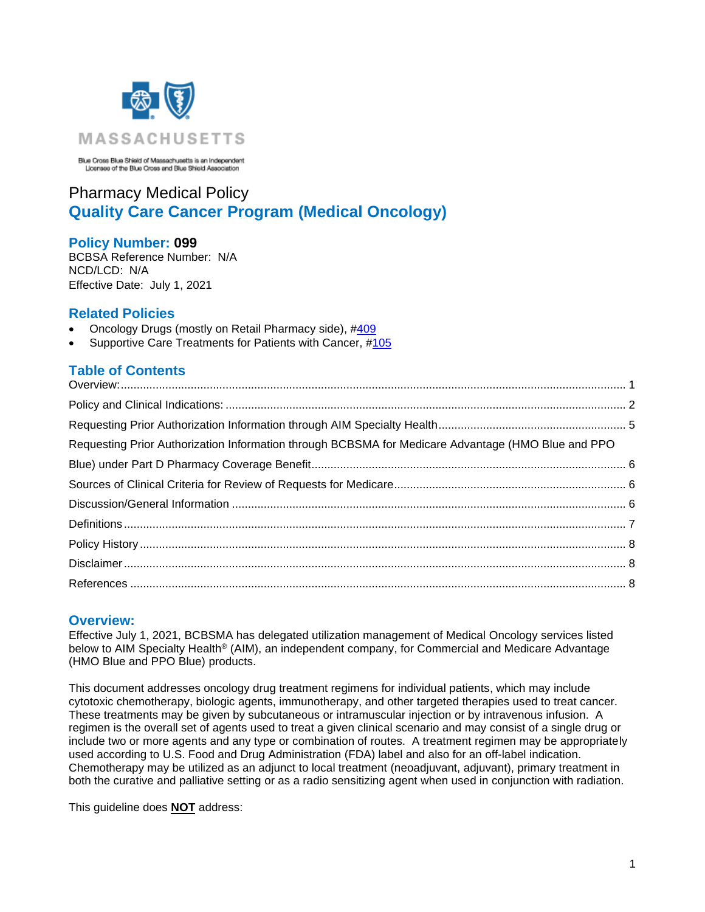MASSACHUSETTS

Blue Cross Blue Shield of Massachusetts is an Independent Licensee of the Blue Cross and Blue Shield Association

Pharmacy Medical Policy

# Quality Care Cancer Program (Medical Oncology)

## Policy Number: 099

BCBSA Reference Number: N/A
NCD/LCD: N/A
Effective Date: July 1, 2021

## Related Policies

- Oncology Drugs (mostly on Retail Pharmacy side), #409
- Supportive Care Treatments for Patients with Cancer, #105

## Table of Contents

Overview: ... 1
Policy and Clinical Indications: ... 2
Requesting Prior Authorization Information through AIM Specialty Health ... 5
Requesting Prior Authorization Information through BCBSMA for Medicare Advantage (HMO Blue and PPO Blue) under Part D Pharmacy Coverage Benefit ... 6
Sources of Clinical Criteria for Review of Requests for Medicare ... 6
Discussion/General Information ... 6
Definitions ... 7
Policy History ... 8
Disclaimer ... 8
References ... 8

## Overview:

Effective July 1, 2021, BCBSMA has delegated utilization management of Medical Oncology services listed below to AIM Specialty Health® (AIM), an independent company, for Commercial and Medicare Advantage (HMO Blue and PPO Blue) products.

This document addresses oncology drug treatment regimens for individual patients, which may include cytotoxic chemotherapy, biologic agents, immunotherapy, and other targeted therapies used to treat cancer. These treatments may be given by subcutaneous or intramuscular injection or by intravenous infusion. A regimen is the overall set of agents used to treat a given clinical scenario and may consist of a single drug or include two or more agents and any type or combination of routes. A treatment regimen may be appropriately used according to U.S. Food and Drug Administration (FDA) label and also for an off-label indication. Chemotherapy may be utilized as an adjunct to local treatment (neoadjuvant, adjuvant), primary treatment in both the curative and palliative setting or as a radio sensitizing agent when used in conjunction with radiation.

This guideline does **NOT** address: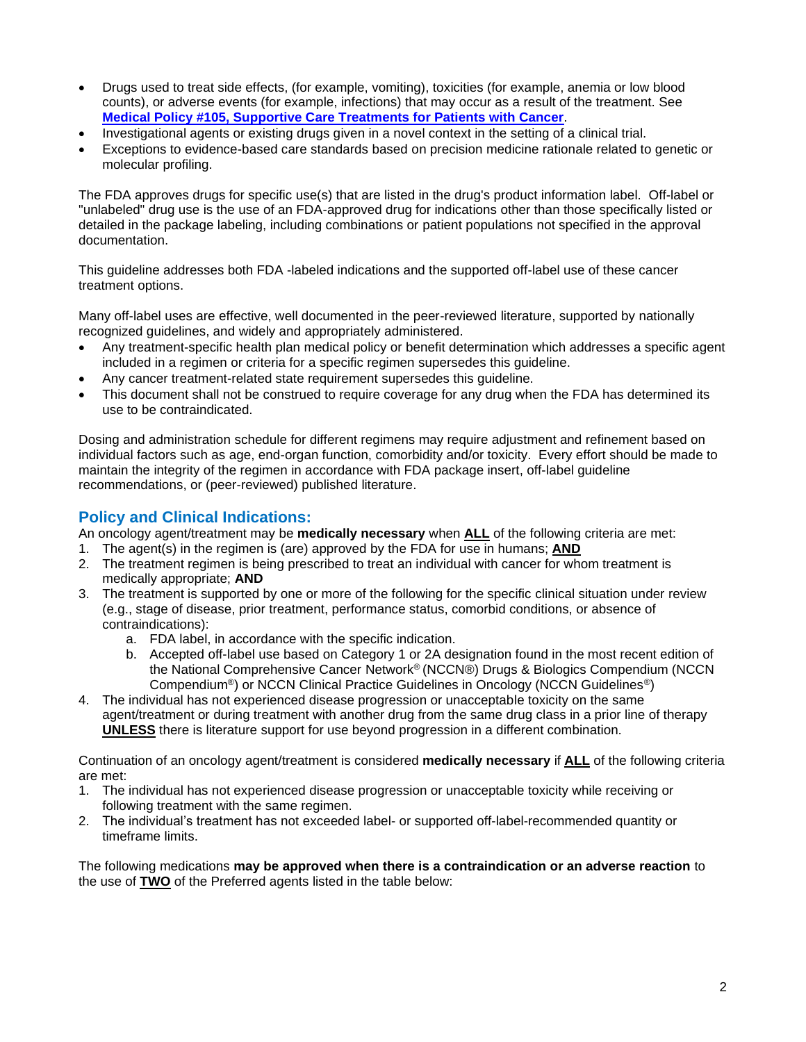- Drugs used to treat side effects, (for example, vomiting), toxicities (for example, anemia or low blood counts), or adverse events (for example, infections) that may occur as a result of the treatment. See **Medical Policy #105, Supportive Care Treatments for Patients with Cancer**.
- Investigational agents or existing drugs given in a novel context in the setting of a clinical trial.
- Exceptions to evidence-based care standards based on precision medicine rationale related to genetic or molecular profiling.

The FDA approves drugs for specific use(s) that are listed in the drug's product information label. Off-label or "unlabeled" drug use is the use of an FDA-approved drug for indications other than those specifically listed or detailed in the package labeling, including combinations or patient populations not specified in the approval documentation.

This guideline addresses both FDA -labeled indications and the supported off-label use of these cancer treatment options.

Many off-label uses are effective, well documented in the peer-reviewed literature, supported by nationally recognized guidelines, and widely and appropriately administered.

- Any treatment-specific health plan medical policy or benefit determination which addresses a specific agent included in a regimen or criteria for a specific regimen supersedes this guideline.
- Any cancer treatment-related state requirement supersedes this guideline.
- This document shall not be construed to require coverage for any drug when the FDA has determined its use to be contraindicated.

Dosing and administration schedule for different regimens may require adjustment and refinement based on individual factors such as age, end-organ function, comorbidity and/or toxicity. Every effort should be made to maintain the integrity of the regimen in accordance with FDA package insert, off-label guideline recommendations, or (peer-reviewed) published literature.

## Policy and Clinical Indications:

An oncology agent/treatment may be **medically necessary** when **ALL** of the following criteria are met:

1. The agent(s) in the regimen is (are) approved by the FDA for use in humans; **AND**
2. The treatment regimen is being prescribed to treat an individual with cancer for whom treatment is medically appropriate; **AND**
3. The treatment is supported by one or more of the following for the specific clinical situation under review (e.g., stage of disease, prior treatment, performance status, comorbid conditions, or absence of contraindications):
   a. FDA label, in accordance with the specific indication.
   b. Accepted off-label use based on Category 1 or 2A designation found in the most recent edition of the National Comprehensive Cancer Network® (NCCN®) Drugs & Biologics Compendium (NCCN Compendium®) or NCCN Clinical Practice Guidelines in Oncology (NCCN Guidelines®)
4. The individual has not experienced disease progression or unacceptable toxicity on the same agent/treatment or during treatment with another drug from the same drug class in a prior line of therapy **UNLESS** there is literature support for use beyond progression in a different combination.

Continuation of an oncology agent/treatment is considered **medically necessary** if **ALL** of the following criteria are met:

1. The individual has not experienced disease progression or unacceptable toxicity while receiving or following treatment with the same regimen.
2. The individual's treatment has not exceeded label- or supported off-label-recommended quantity or timeframe limits.

The following medications **may be approved when there is a contraindication or an adverse reaction** to the use of **TWO** of the Preferred agents listed in the table below: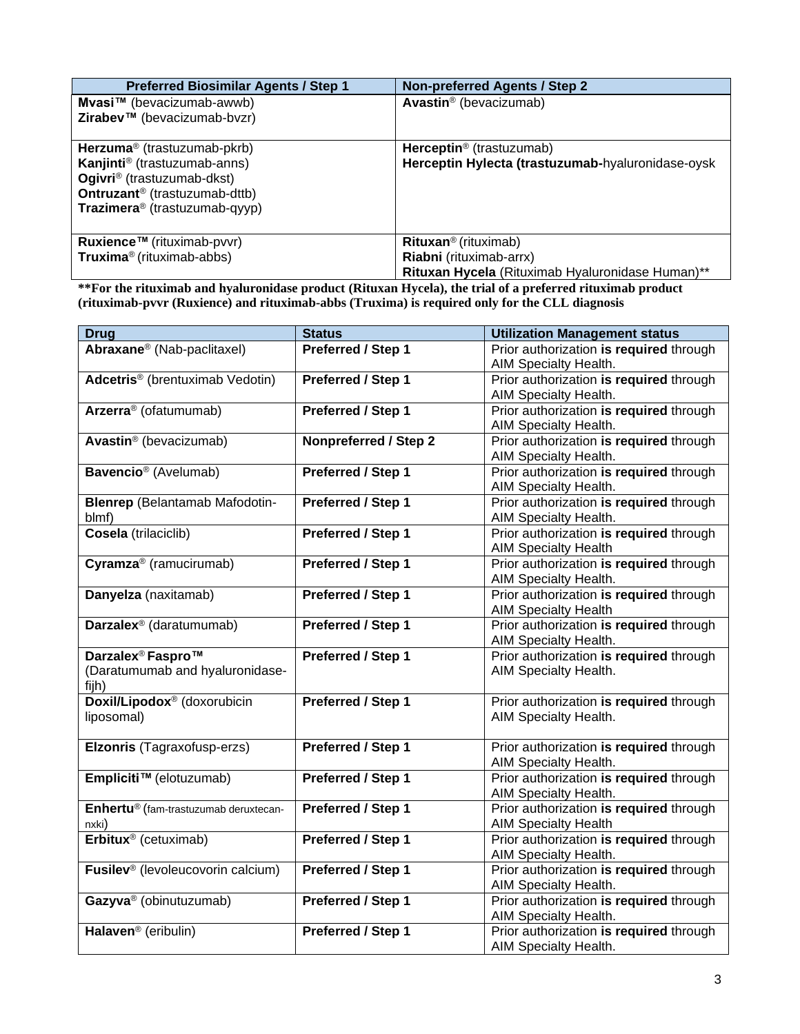| Preferred Biosimilar Agents / Step 1 | Non-preferred Agents / Step 2 |
| --- | --- |
| **Mvasi™** (bevacizumab-awwb)<br>**Zirabev™** (bevacizumab-bvzr) | **Avastin®** (bevacizumab) |
| **Herzuma®** (trastuzumab-pkrb)<br>**Kanjinti®** (trastuzumab-anns)<br>**Ogivri®** (trastuzumab-dkst)<br>**Ontruzant®** (trastuzumab-dttb)<br>**Trazimera®** (trastuzumab-qyyp) | **Herceptin®** (trastuzumab)<br>**Herceptin Hylecta (trastuzumab-**hyaluronidase-oysk |
| **Ruxience™** (rituximab-pvvr)<br>**Truxima®** (rituximab-abbs) | **Rituxan®** (rituximab)<br>**Riabni** (rituximab-arrx)<br>**Rituxan Hycela** (Rituximab Hyaluronidase Human)** |

****For the rituximab and hyaluronidase product (Rituxan Hycela), the trial of a preferred rituximab product (rituximab-pvvr (Ruxience) and rituximab-abbs (Truxima) is required only for the CLL diagnosis**

| Drug | Status | Utilization Management status |
| --- | --- | --- |
| **Abraxane®** (Nab-paclitaxel) | **Preferred / Step 1** | Prior authorization **is required** through AIM Specialty Health. |
| **Adcetris®** (brentuximab Vedotin) | **Preferred / Step 1** | Prior authorization **is required** through AIM Specialty Health. |
| **Arzerra®** (ofatumumab) | **Preferred / Step 1** | Prior authorization **is required** through AIM Specialty Health. |
| **Avastin®** (bevacizumab) | **Nonpreferred / Step 2** | Prior authorization **is required** through AIM Specialty Health. |
| **Bavencio®** (Avelumab) | **Preferred / Step 1** | Prior authorization **is required** through AIM Specialty Health. |
| **Blenrep** (Belantamab Mafodotin-blmf) | **Preferred / Step 1** | Prior authorization **is required** through AIM Specialty Health. |
| **Cosela** (trilaciclib) | **Preferred / Step 1** | Prior authorization **is required** through AIM Specialty Health |
| **Cyramza®** (ramucirumab) | **Preferred / Step 1** | Prior authorization **is required** through AIM Specialty Health. |
| **Danyelza** (naxitamab) | **Preferred / Step 1** | Prior authorization **is required** through AIM Specialty Health |
| **Darzalex®** (daratumumab) | **Preferred / Step 1** | Prior authorization **is required** through AIM Specialty Health. |
| **Darzalex® Faspro™** (Daratumumab and hyaluronidase-fijh) | **Preferred / Step 1** | Prior authorization **is required** through AIM Specialty Health. |
| **Doxil/Lipodox®** (doxorubicin liposomal) | **Preferred / Step 1** | Prior authorization **is required** through AIM Specialty Health. |
| **Elzonris** (Tagraxofusp-erzs) | **Preferred / Step 1** | Prior authorization **is required** through AIM Specialty Health. |
| **Empliciti™** (elotuzumab) | **Preferred / Step 1** | Prior authorization **is required** through AIM Specialty Health. |
| **Enhertu®** (fam-trastuzumab deruxtecan-nxki) | **Preferred / Step 1** | Prior authorization **is required** through AIM Specialty Health |
| **Erbitux®** (cetuximab) | **Preferred / Step 1** | Prior authorization **is required** through AIM Specialty Health. |
| **Fusilev®** (levoleucovorin calcium) | **Preferred / Step 1** | Prior authorization **is required** through AIM Specialty Health. |
| **Gazyva®** (obinutuzumab) | **Preferred / Step 1** | Prior authorization **is required** through AIM Specialty Health. |
| **Halaven®** (eribulin) | **Preferred / Step 1** | Prior authorization **is required** through AIM Specialty Health. |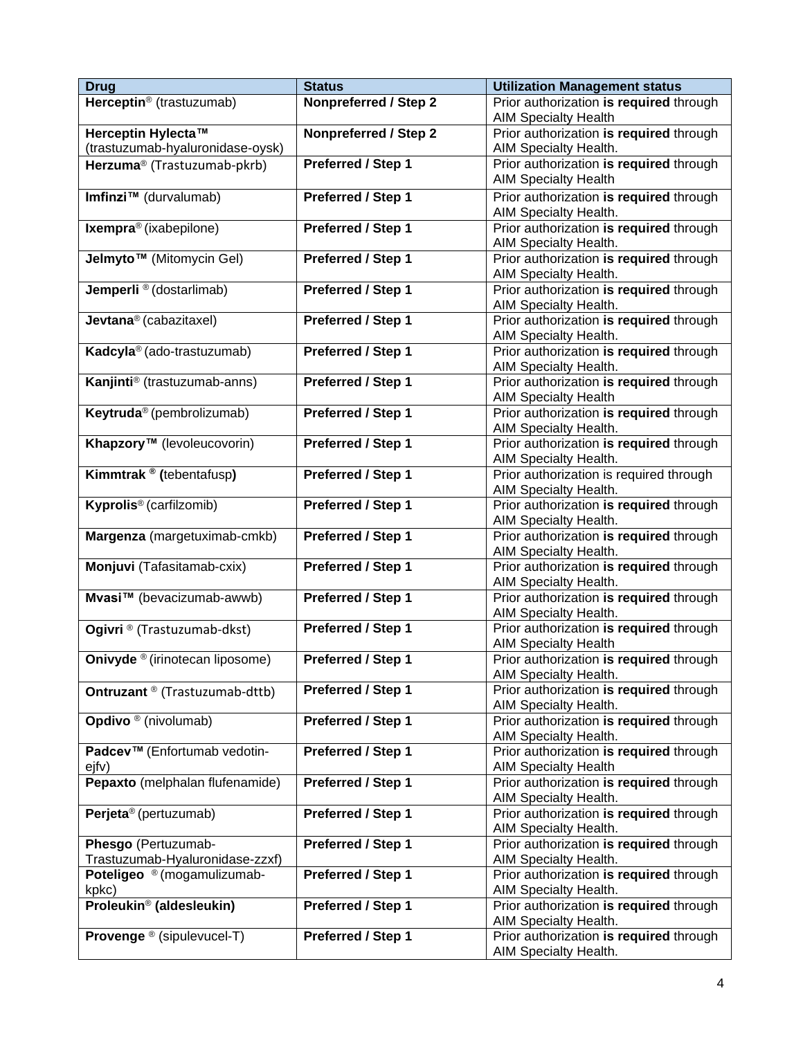| Drug | Status | Utilization Management status |
| --- | --- | --- |
| **Herceptin**® (trastuzumab) | **Nonpreferred / Step 2** | Prior authorization **is required** through AIM Specialty Health |
| **Herceptin Hylecta™** (trastuzumab-hyaluronidase-oysk) | **Nonpreferred / Step 2** | Prior authorization **is required** through AIM Specialty Health. |
| **Herzuma**® (Trastuzumab-pkrb) | **Preferred / Step 1** | Prior authorization **is required** through AIM Specialty Health |
| **Imfinzi™** (durvalumab) | **Preferred / Step 1** | Prior authorization **is required** through AIM Specialty Health. |
| **Ixempra**® (ixabepilone) | **Preferred / Step 1** | Prior authorization **is required** through AIM Specialty Health. |
| **Jelmyto™** (Mitomycin Gel) | **Preferred / Step 1** | Prior authorization **is required** through AIM Specialty Health. |
| **Jemperli** ® (dostarlimab) | **Preferred / Step 1** | Prior authorization **is required** through AIM Specialty Health. |
| **Jevtana**® (cabazitaxel) | **Preferred / Step 1** | Prior authorization **is required** through AIM Specialty Health. |
| **Kadcyla**® (ado-trastuzumab) | **Preferred / Step 1** | Prior authorization **is required** through AIM Specialty Health. |
| **Kanjinti**® (trastuzumab-anns) | **Preferred / Step 1** | Prior authorization **is required** through AIM Specialty Health |
| **Keytruda**® (pembrolizumab) | **Preferred / Step 1** | Prior authorization **is required** through AIM Specialty Health. |
| **Khapzory™** (levoleucovorin) | **Preferred / Step 1** | Prior authorization **is required** through AIM Specialty Health. |
| **Kimmtrak ® (**tebentafusp**)** | **Preferred / Step 1** | Prior authorization is required through AIM Specialty Health. |
| **Kyprolis**® (carfilzomib) | **Preferred / Step 1** | Prior authorization **is required** through AIM Specialty Health. |
| **Margenza** (margetuximab-cmkb) | **Preferred / Step 1** | Prior authorization **is required** through AIM Specialty Health. |
| **Monjuvi** (Tafasitamab-cxix) | **Preferred / Step 1** | Prior authorization **is required** through AIM Specialty Health. |
| **Mvasi™** (bevacizumab-awwb) | **Preferred / Step 1** | Prior authorization **is required** through AIM Specialty Health. |
| **Ogivri** ® (Trastuzumab-dkst) | **Preferred / Step 1** | Prior authorization **is required** through AIM Specialty Health |
| **Onivyde** ® (irinotecan liposome) | **Preferred / Step 1** | Prior authorization **is required** through AIM Specialty Health. |
| **Ontruzant** ® (Trastuzumab-dttb) | **Preferred / Step 1** | Prior authorization **is required** through AIM Specialty Health. |
| **Opdivo** ® (nivolumab) | **Preferred / Step 1** | Prior authorization **is required** through AIM Specialty Health. |
| **Padcev™** (Enfortumab vedotin-ejfv) | **Preferred / Step 1** | Prior authorization **is required** through AIM Specialty Health |
| **Pepaxto** (melphalan flufenamide) | **Preferred / Step 1** | Prior authorization **is required** through AIM Specialty Health. |
| **Perjeta**® (pertuzumab) | **Preferred / Step 1** | Prior authorization **is required** through AIM Specialty Health. |
| **Phesgo** (Pertuzumab-Trastuzumab-Hyaluronidase-zzxf) | **Preferred / Step 1** | Prior authorization **is required** through AIM Specialty Health. |
| **Poteligeo** ® (mogamulizumab-kpkc) | **Preferred / Step 1** | Prior authorization **is required** through AIM Specialty Health. |
| **Proleukin**® **(aldesleukin)** | **Preferred / Step 1** | Prior authorization **is required** through AIM Specialty Health. |
| **Provenge** ® (sipulevucel-T) | **Preferred / Step 1** | Prior authorization **is required** through AIM Specialty Health. |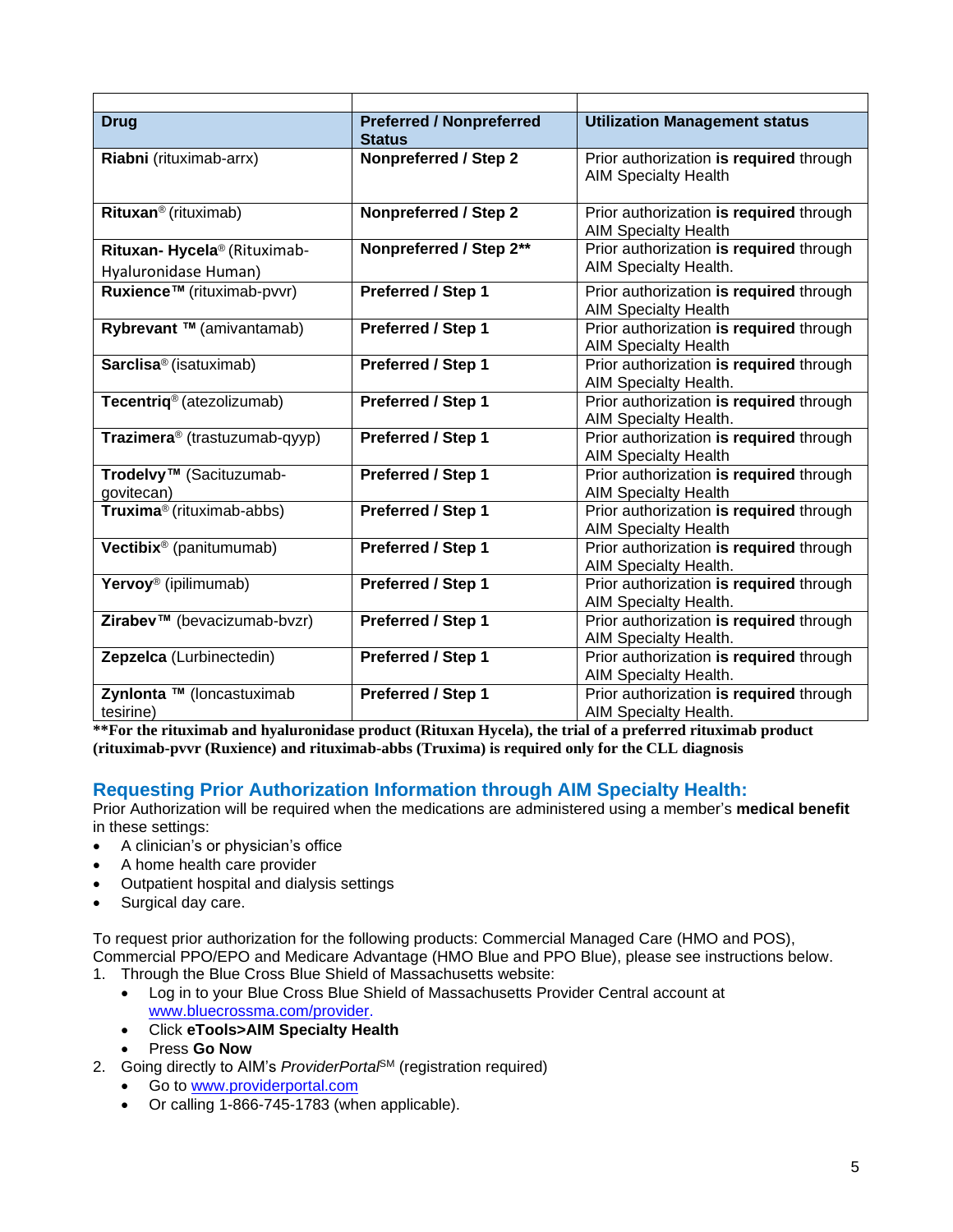| Drug | Preferred / Nonpreferred Status | Utilization Management status |
| --- | --- | --- |
| **Riabni** (rituximab-arrx) | **Nonpreferred / Step 2** | Prior authorization **is required** through AIM Specialty Health |
| **Rituxan**® (rituximab) | **Nonpreferred / Step 2** | Prior authorization **is required** through AIM Specialty Health |
| **Rituxan- Hycela**® (Rituximab-Hyaluronidase Human) | **Nonpreferred / Step 2**** | Prior authorization **is required** through AIM Specialty Health. |
| **Ruxience™** (rituximab-pvvr) | **Preferred / Step 1** | Prior authorization **is required** through AIM Specialty Health |
| **Rybrevant ™** (amivantamab) | **Preferred / Step 1** | Prior authorization **is required** through AIM Specialty Health |
| **Sarclisa**® (isatuximab) | **Preferred / Step 1** | Prior authorization **is required** through AIM Specialty Health. |
| **Tecentriq**® (atezolizumab) | **Preferred / Step 1** | Prior authorization **is required** through AIM Specialty Health. |
| **Trazimera**® (trastuzumab-qyyp) | **Preferred / Step 1** | Prior authorization **is required** through AIM Specialty Health |
| **Trodelvy™** (Sacituzumab-govitecan) | **Preferred / Step 1** | Prior authorization **is required** through AIM Specialty Health |
| **Truxima**® (rituximab-abbs) | **Preferred / Step 1** | Prior authorization **is required** through AIM Specialty Health |
| **Vectibix**® (panitumumab) | **Preferred / Step 1** | Prior authorization **is required** through AIM Specialty Health. |
| **Yervoy**® (ipilimumab) | **Preferred / Step 1** | Prior authorization **is required** through AIM Specialty Health. |
| **Zirabev™** (bevacizumab-bvzr) | **Preferred / Step 1** | Prior authorization **is required** through AIM Specialty Health. |
| **Zepzelca** (Lurbinectedin) | **Preferred / Step 1** | Prior authorization **is required** through AIM Specialty Health. |
| **Zynlonta ™** (loncastuximab tesirine) | **Preferred / Step 1** | Prior authorization **is required** through AIM Specialty Health. |

****For the rituximab and hyaluronidase product (Rituxan Hycela), the trial of a preferred rituximab product (rituximab-pvvr (Ruxience) and rituximab-abbs (Truxima) is required only for the CLL diagnosis**

## Requesting Prior Authorization Information through AIM Specialty Health:

Prior Authorization will be required when the medications are administered using a member's **medical benefit** in these settings:

- A clinician's or physician's office
- A home health care provider
- Outpatient hospital and dialysis settings
- Surgical day care.

To request prior authorization for the following products: Commercial Managed Care (HMO and POS), Commercial PPO/EPO and Medicare Advantage (HMO Blue and PPO Blue), please see instructions below.

1. Through the Blue Cross Blue Shield of Massachusetts website:
   - Log in to your Blue Cross Blue Shield of Massachusetts Provider Central account at www.bluecrossma.com/provider.
   - Click **eTools>AIM Specialty Health**
   - Press **Go Now**
2. Going directly to AIM's *ProviderPortal*SM (registration required)
   - Go to www.providerportal.com
   - Or calling 1-866-745-1783 (when applicable).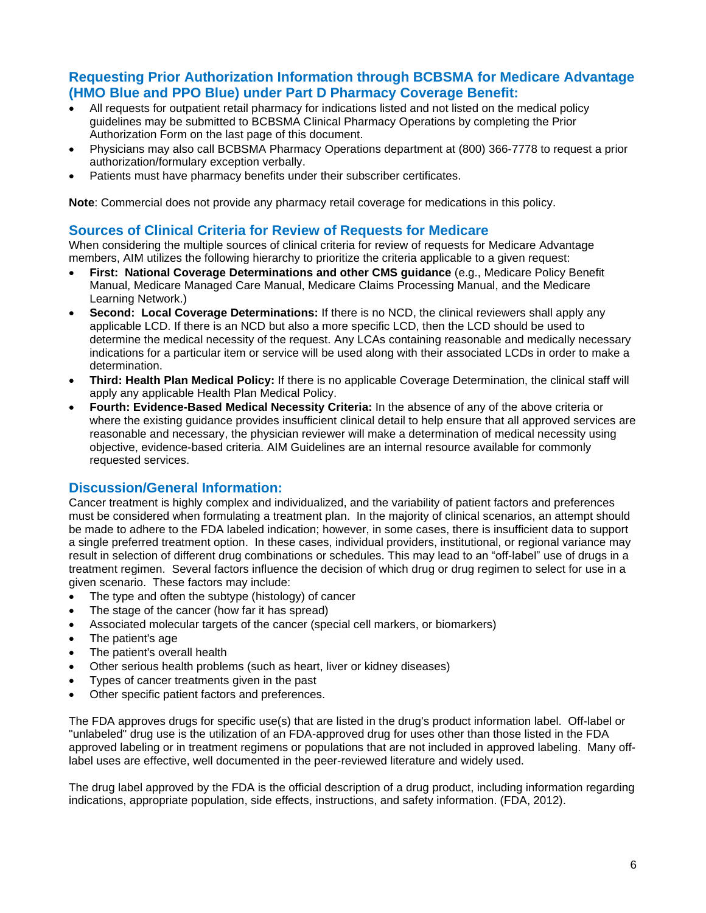## Requesting Prior Authorization Information through BCBSMA for Medicare Advantage (HMO Blue and PPO Blue) under Part D Pharmacy Coverage Benefit:

- All requests for outpatient retail pharmacy for indications listed and not listed on the medical policy guidelines may be submitted to BCBSMA Clinical Pharmacy Operations by completing the Prior Authorization Form on the last page of this document.
- Physicians may also call BCBSMA Pharmacy Operations department at (800) 366-7778 to request a prior authorization/formulary exception verbally.
- Patients must have pharmacy benefits under their subscriber certificates.

**Note**: Commercial does not provide any pharmacy retail coverage for medications in this policy.

## Sources of Clinical Criteria for Review of Requests for Medicare

When considering the multiple sources of clinical criteria for review of requests for Medicare Advantage members, AIM utilizes the following hierarchy to prioritize the criteria applicable to a given request:

- **First: National Coverage Determinations and other CMS guidance** (e.g., Medicare Policy Benefit Manual, Medicare Managed Care Manual, Medicare Claims Processing Manual, and the Medicare Learning Network.)
- **Second: Local Coverage Determinations:** If there is no NCD, the clinical reviewers shall apply any applicable LCD. If there is an NCD but also a more specific LCD, then the LCD should be used to determine the medical necessity of the request. Any LCAs containing reasonable and medically necessary indications for a particular item or service will be used along with their associated LCDs in order to make a determination.
- **Third: Health Plan Medical Policy:** If there is no applicable Coverage Determination, the clinical staff will apply any applicable Health Plan Medical Policy.
- **Fourth: Evidence-Based Medical Necessity Criteria:** In the absence of any of the above criteria or where the existing guidance provides insufficient clinical detail to help ensure that all approved services are reasonable and necessary, the physician reviewer will make a determination of medical necessity using objective, evidence-based criteria. AIM Guidelines are an internal resource available for commonly requested services.

## Discussion/General Information:

Cancer treatment is highly complex and individualized, and the variability of patient factors and preferences must be considered when formulating a treatment plan. In the majority of clinical scenarios, an attempt should be made to adhere to the FDA labeled indication; however, in some cases, there is insufficient data to support a single preferred treatment option. In these cases, individual providers, institutional, or regional variance may result in selection of different drug combinations or schedules. This may lead to an "off-label" use of drugs in a treatment regimen. Several factors influence the decision of which drug or drug regimen to select for use in a given scenario. These factors may include:

- The type and often the subtype (histology) of cancer
- The stage of the cancer (how far it has spread)
- Associated molecular targets of the cancer (special cell markers, or biomarkers)
- The patient's age
- The patient's overall health
- Other serious health problems (such as heart, liver or kidney diseases)
- Types of cancer treatments given in the past
- Other specific patient factors and preferences.

The FDA approves drugs for specific use(s) that are listed in the drug's product information label. Off-label or "unlabeled" drug use is the utilization of an FDA-approved drug for uses other than those listed in the FDA approved labeling or in treatment regimens or populations that are not included in approved labeling. Many off-label uses are effective, well documented in the peer-reviewed literature and widely used.

The drug label approved by the FDA is the official description of a drug product, including information regarding indications, appropriate population, side effects, instructions, and safety information. (FDA, 2012).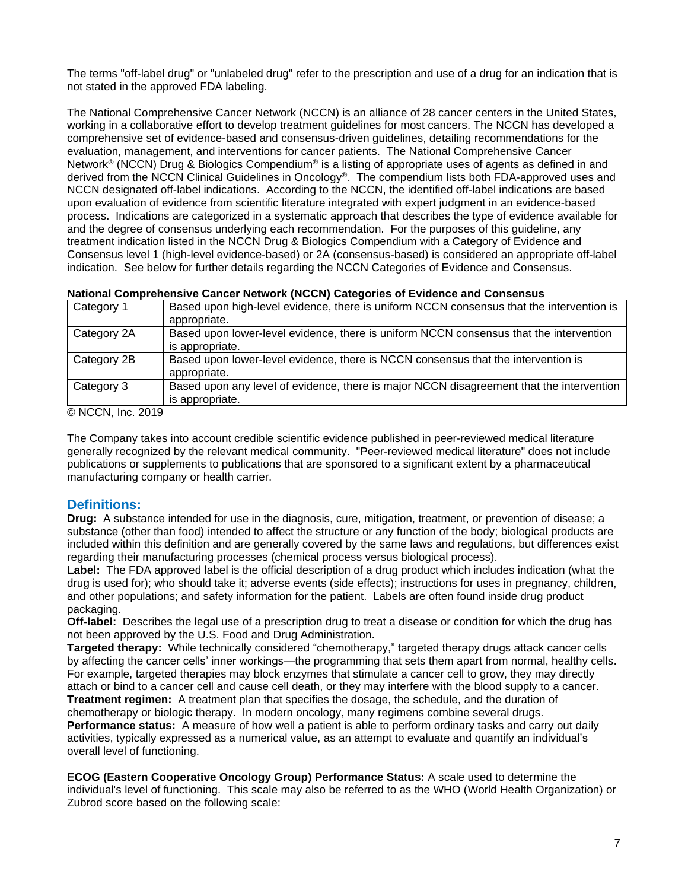The terms "off-label drug" or "unlabeled drug" refer to the prescription and use of a drug for an indication that is not stated in the approved FDA labeling.

The National Comprehensive Cancer Network (NCCN) is an alliance of 28 cancer centers in the United States, working in a collaborative effort to develop treatment guidelines for most cancers. The NCCN has developed a comprehensive set of evidence-based and consensus-driven guidelines, detailing recommendations for the evaluation, management, and interventions for cancer patients. The National Comprehensive Cancer Network® (NCCN) Drug & Biologics Compendium® is a listing of appropriate uses of agents as defined in and derived from the NCCN Clinical Guidelines in Oncology®. The compendium lists both FDA-approved uses and NCCN designated off-label indications. According to the NCCN, the identified off-label indications are based upon evaluation of evidence from scientific literature integrated with expert judgment in an evidence-based process. Indications are categorized in a systematic approach that describes the type of evidence available for and the degree of consensus underlying each recommendation. For the purposes of this guideline, any treatment indication listed in the NCCN Drug & Biologics Compendium with a Category of Evidence and Consensus level 1 (high-level evidence-based) or 2A (consensus-based) is considered an appropriate off-label indication. See below for further details regarding the NCCN Categories of Evidence and Consensus.

**National Comprehensive Cancer Network (NCCN) Categories of Evidence and Consensus**

| Category | Description |
|---|---|
| Category 1 | Based upon high-level evidence, there is uniform NCCN consensus that the intervention is appropriate. |
| Category 2A | Based upon lower-level evidence, there is uniform NCCN consensus that the intervention is appropriate. |
| Category 2B | Based upon lower-level evidence, there is NCCN consensus that the intervention is appropriate. |
| Category 3 | Based upon any level of evidence, there is major NCCN disagreement that the intervention is appropriate. |

© NCCN, Inc. 2019

The Company takes into account credible scientific evidence published in peer-reviewed medical literature generally recognized by the relevant medical community. "Peer-reviewed medical literature" does not include publications or supplements to publications that are sponsored to a significant extent by a pharmaceutical manufacturing company or health carrier.

## Definitions:

**Drug:** A substance intended for use in the diagnosis, cure, mitigation, treatment, or prevention of disease; a substance (other than food) intended to affect the structure or any function of the body; biological products are included within this definition and are generally covered by the same laws and regulations, but differences exist regarding their manufacturing processes (chemical process versus biological process).

**Label:** The FDA approved label is the official description of a drug product which includes indication (what the drug is used for); who should take it; adverse events (side effects); instructions for uses in pregnancy, children, and other populations; and safety information for the patient. Labels are often found inside drug product packaging.

**Off-label:** Describes the legal use of a prescription drug to treat a disease or condition for which the drug has not been approved by the U.S. Food and Drug Administration.

**Targeted therapy:** While technically considered "chemotherapy," targeted therapy drugs attack cancer cells by affecting the cancer cells' inner workings—the programming that sets them apart from normal, healthy cells. For example, targeted therapies may block enzymes that stimulate a cancer cell to grow, they may directly attach or bind to a cancer cell and cause cell death, or they may interfere with the blood supply to a cancer.

**Treatment regimen:** A treatment plan that specifies the dosage, the schedule, and the duration of chemotherapy or biologic therapy. In modern oncology, many regimens combine several drugs.

**Performance status:** A measure of how well a patient is able to perform ordinary tasks and carry out daily activities, typically expressed as a numerical value, as an attempt to evaluate and quantify an individual's overall level of functioning.

**ECOG (Eastern Cooperative Oncology Group) Performance Status:** A scale used to determine the individual's level of functioning. This scale may also be referred to as the WHO (World Health Organization) or Zubrod score based on the following scale: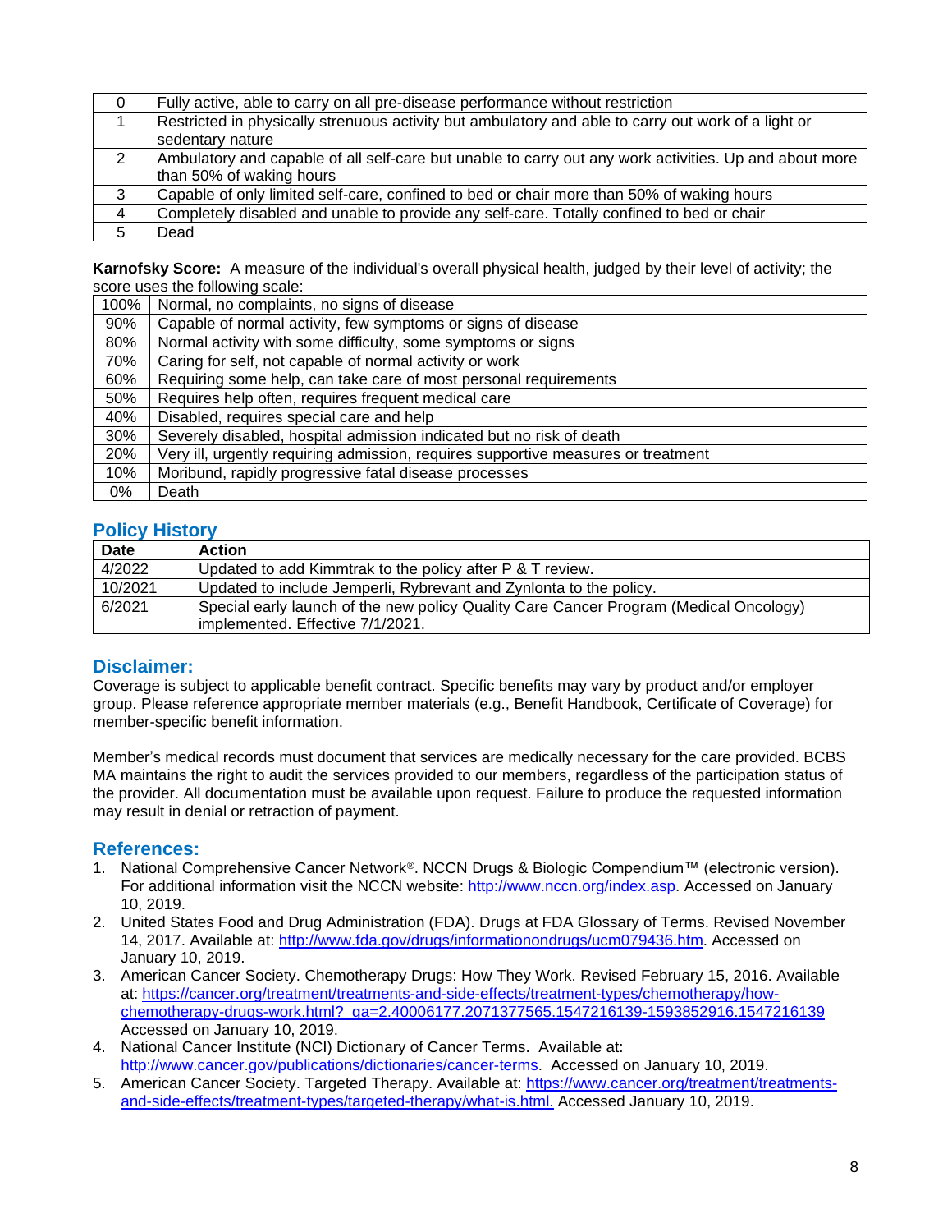| | |
|---|---|
| 0 | Fully active, able to carry on all pre-disease performance without restriction |
| 1 | Restricted in physically strenuous activity but ambulatory and able to carry out work of a light or sedentary nature |
| 2 | Ambulatory and capable of all self-care but unable to carry out any work activities. Up and about more than 50% of waking hours |
| 3 | Capable of only limited self-care, confined to bed or chair more than 50% of waking hours |
| 4 | Completely disabled and unable to provide any self-care. Totally confined to bed or chair |
| 5 | Dead |

**Karnofsky Score:** A measure of the individual's overall physical health, judged by their level of activity; the score uses the following scale:

| | |
|---|---|
| 100% | Normal, no complaints, no signs of disease |
| 90% | Capable of normal activity, few symptoms or signs of disease |
| 80% | Normal activity with some difficulty, some symptoms or signs |
| 70% | Caring for self, not capable of normal activity or work |
| 60% | Requiring some help, can take care of most personal requirements |
| 50% | Requires help often, requires frequent medical care |
| 40% | Disabled, requires special care and help |
| 30% | Severely disabled, hospital admission indicated but no risk of death |
| 20% | Very ill, urgently requiring admission, requires supportive measures or treatment |
| 10% | Moribund, rapidly progressive fatal disease processes |
| 0% | Death |

## Policy History

| Date | Action |
|---|---|
| 4/2022 | Updated to add Kimmtrak to the policy after P & T review. |
| 10/2021 | Updated to include Jemperli, Rybrevant and Zynlonta to the policy. |
| 6/2021 | Special early launch of the new policy Quality Care Cancer Program (Medical Oncology) implemented. Effective 7/1/2021. |

## Disclaimer:

Coverage is subject to applicable benefit contract. Specific benefits may vary by product and/or employer group. Please reference appropriate member materials (e.g., Benefit Handbook, Certificate of Coverage) for member-specific benefit information.

Member's medical records must document that services are medically necessary for the care provided. BCBS MA maintains the right to audit the services provided to our members, regardless of the participation status of the provider. All documentation must be available upon request. Failure to produce the requested information may result in denial or retraction of payment.

## References:

1. National Comprehensive Cancer Network®. NCCN Drugs & Biologic Compendium™ (electronic version). For additional information visit the NCCN website: http://www.nccn.org/index.asp. Accessed on January 10, 2019.
2. United States Food and Drug Administration (FDA). Drugs at FDA Glossary of Terms. Revised November 14, 2017. Available at: http://www.fda.gov/drugs/informationondrugs/ucm079436.htm. Accessed on January 10, 2019.
3. American Cancer Society. Chemotherapy Drugs: How They Work. Revised February 15, 2016. Available at: https://cancer.org/treatment/treatments-and-side-effects/treatment-types/chemotherapy/how-chemotherapy-drugs-work.html?_ga=2.40006177.2071377565.1547216139-1593852916.1547216139 Accessed on January 10, 2019.
4. National Cancer Institute (NCI) Dictionary of Cancer Terms. Available at: http://www.cancer.gov/publications/dictionaries/cancer-terms. Accessed on January 10, 2019.
5. American Cancer Society. Targeted Therapy. Available at: https://www.cancer.org/treatment/treatments-and-side-effects/treatment-types/targeted-therapy/what-is.html. Accessed January 10, 2019.